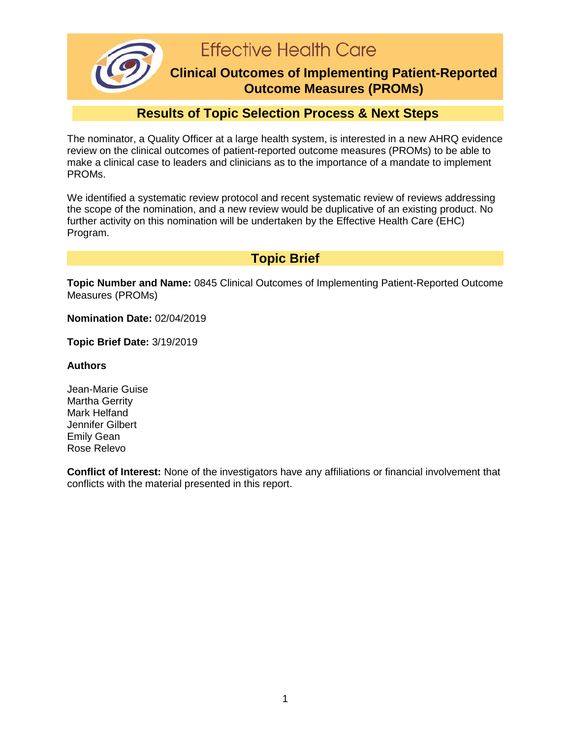# Effective Health Care

## Clinical Outcomes of Implementing Patient-Reported Outcome Measures (PROMs)

## Results of Topic Selection Process & Next Steps

The nominator, a Quality Officer at a large health system, is interested in a new AHRQ evidence review on the clinical outcomes of patient-reported outcome measures (PROMs) to be able to make a clinical case to leaders and clinicians as to the importance of a mandate to implement PROMs.

We identified a systematic review protocol and recent systematic review of reviews addressing the scope of the nomination, and a new review would be duplicative of an existing product. No further activity on this nomination will be undertaken by the Effective Health Care (EHC) Program.

## Topic Brief

**Topic Number and Name:** 0845 Clinical Outcomes of Implementing Patient-Reported Outcome Measures (PROMs)

**Nomination Date:** 02/04/2019

**Topic Brief Date:** 3/19/2019

**Authors**

Jean-Marie Guise
Martha Gerrity
Mark Helfand
Jennifer Gilbert
Emily Gean
Rose Relevo

**Conflict of Interest:** None of the investigators have any affiliations or financial involvement that conflicts with the material presented in this report.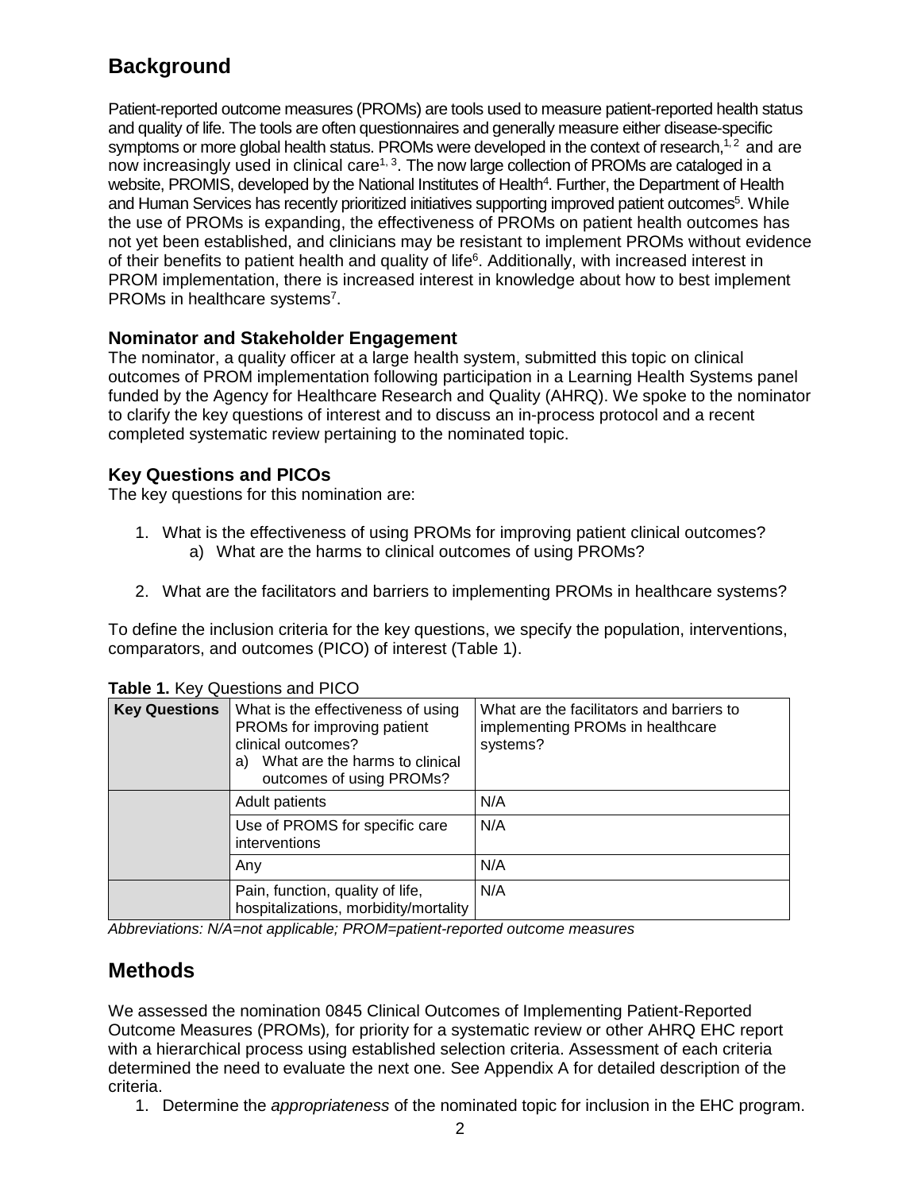## Background

Patient-reported outcome measures (PROMs) are tools used to measure patient-reported health status and quality of life. The tools are often questionnaires and generally measure either disease-specific symptoms or more global health status. PROMs were developed in the context of research,[1, 2] and are now increasingly used in clinical care[1, 3]. The now large collection of PROMs are cataloged in a website, PROMIS, developed by the National Institutes of Health[4]. Further, the Department of Health and Human Services has recently prioritized initiatives supporting improved patient outcomes[5]. While the use of PROMs is expanding, the effectiveness of PROMs on patient health outcomes has not yet been established, and clinicians may be resistant to implement PROMs without evidence of their benefits to patient health and quality of life[6]. Additionally, with increased interest in PROM implementation, there is increased interest in knowledge about how to best implement PROMs in healthcare systems[7].

### Nominator and Stakeholder Engagement

The nominator, a quality officer at a large health system, submitted this topic on clinical outcomes of PROM implementation following participation in a Learning Health Systems panel funded by the Agency for Healthcare Research and Quality (AHRQ). We spoke to the nominator to clarify the key questions of interest and to discuss an in-process protocol and a recent completed systematic review pertaining to the nominated topic.

### Key Questions and PICOs

The key questions for this nomination are:

1. What is the effectiveness of using PROMs for improving patient clinical outcomes?
   a) What are the harms to clinical outcomes of using PROMs?

2. What are the facilitators and barriers to implementing PROMs in healthcare systems?

To define the inclusion criteria for the key questions, we specify the population, interventions, comparators, and outcomes (PICO) of interest (Table 1).

**Table 1.** Key Questions and PICO

| **Key Questions** | What is the effectiveness of using PROMs for improving patient clinical outcomes?<br>a) What are the harms to clinical outcomes of using PROMs? | What are the facilitators and barriers to implementing PROMs in healthcare systems? |
|---|---|---|
| | Adult patients | N/A |
| | Use of PROMS for specific care interventions | N/A |
| | Any | N/A |
| | Pain, function, quality of life, hospitalizations, morbidity/mortality | N/A |

*Abbreviations: N/A=not applicable; PROM=patient-reported outcome measures*

## Methods

We assessed the nomination 0845 Clinical Outcomes of Implementing Patient-Reported Outcome Measures (PROMs)*,* for priority for a systematic review or other AHRQ EHC report with a hierarchical process using established selection criteria. Assessment of each criteria determined the need to evaluate the next one. See Appendix A for detailed description of the criteria.

1. Determine the *appropriateness* of the nominated topic for inclusion in the EHC program.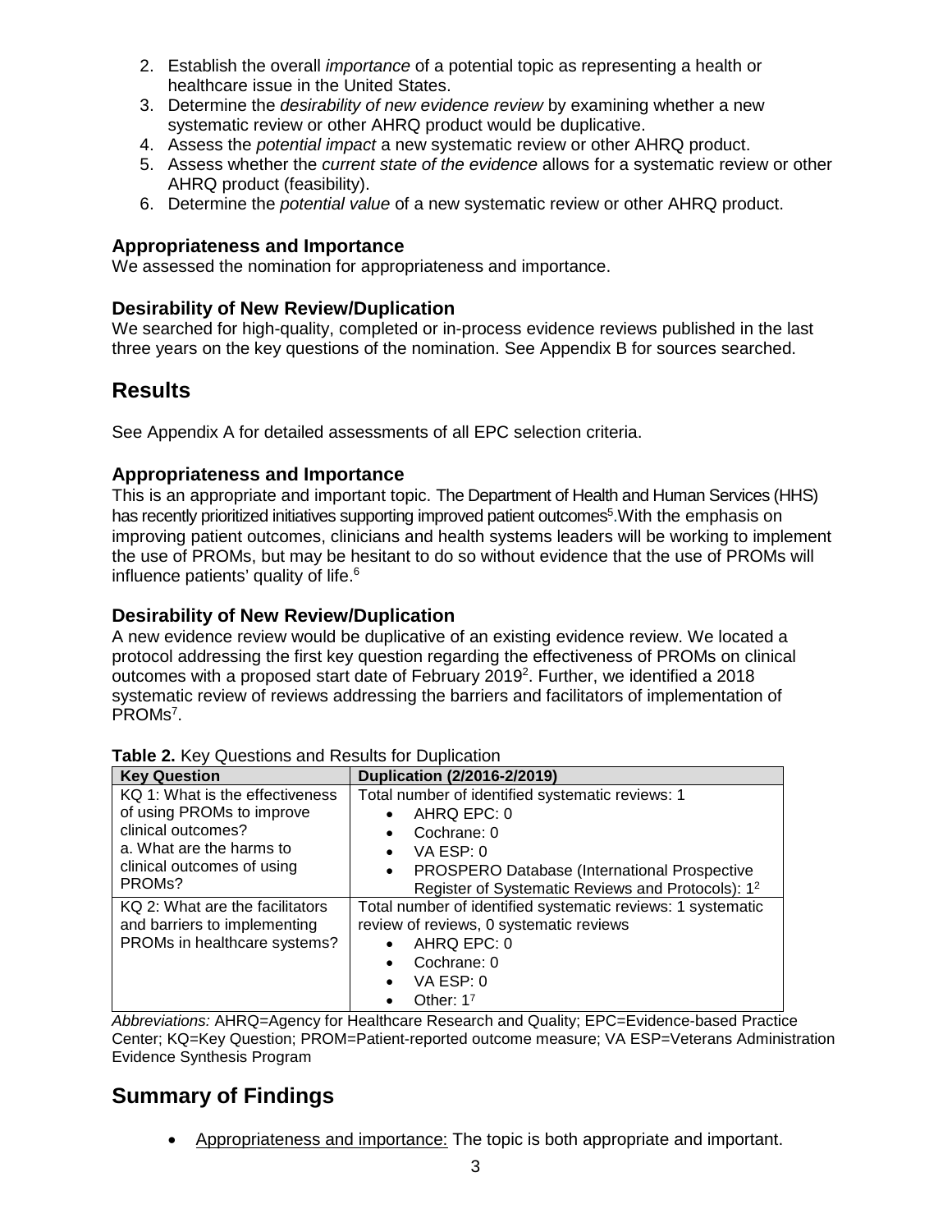2. Establish the overall *importance* of a potential topic as representing a health or healthcare issue in the United States.
3. Determine the *desirability of new evidence review* by examining whether a new systematic review or other AHRQ product would be duplicative.
4. Assess the *potential impact* a new systematic review or other AHRQ product.
5. Assess whether the *current state of the evidence* allows for a systematic review or other AHRQ product (feasibility).
6. Determine the *potential value* of a new systematic review or other AHRQ product.

### Appropriateness and Importance

We assessed the nomination for appropriateness and importance.

### Desirability of New Review/Duplication

We searched for high-quality, completed or in-process evidence reviews published in the last three years on the key questions of the nomination. See Appendix B for sources searched.

## Results

See Appendix A for detailed assessments of all EPC selection criteria.

### Appropriateness and Importance

This is an appropriate and important topic. The Department of Health and Human Services (HHS) has recently prioritized initiatives supporting improved patient outcomes[5]. With the emphasis on improving patient outcomes, clinicians and health systems leaders will be working to implement the use of PROMs, but may be hesitant to do so without evidence that the use of PROMs will influence patients' quality of life.[6]

### Desirability of New Review/Duplication

A new evidence review would be duplicative of an existing evidence review. We located a protocol addressing the first key question regarding the effectiveness of PROMs on clinical outcomes with a proposed start date of February 2019[2]. Further, we identified a 2018 systematic review of reviews addressing the barriers and facilitators of implementation of PROMs[7].

**Table 2.** Key Questions and Results for Duplication

| Key Question | Duplication (2/2016-2/2019) |
|---|---|
| KQ 1: What is the effectiveness of using PROMs to improve clinical outcomes?<br>a. What are the harms to clinical outcomes of using PROMs? | Total number of identified systematic reviews: 1<br>• AHRQ EPC: 0<br>• Cochrane: 0<br>• VA ESP: 0<br>• PROSPERO Database (International Prospective Register of Systematic Reviews and Protocols): 1[2] |
| KQ 2: What are the facilitators and barriers to implementing PROMs in healthcare systems? | Total number of identified systematic reviews: 1 systematic review of reviews, 0 systematic reviews<br>• AHRQ EPC: 0<br>• Cochrane: 0<br>• VA ESP: 0<br>• Other: 1[7] |

*Abbreviations:* AHRQ=Agency for Healthcare Research and Quality; EPC=Evidence-based Practice Center; KQ=Key Question; PROM=Patient-reported outcome measure; VA ESP=Veterans Administration Evidence Synthesis Program

## Summary of Findings

- Appropriateness and importance: The topic is both appropriate and important.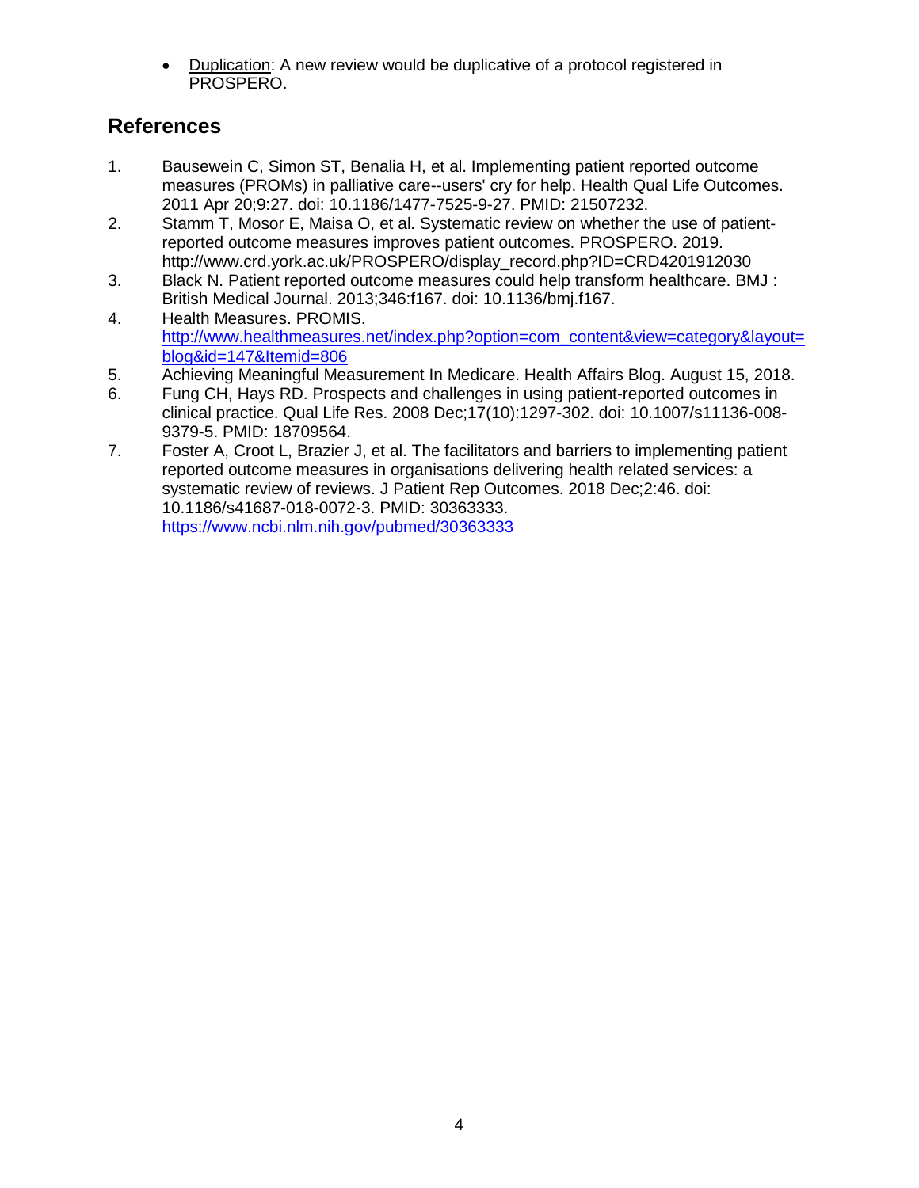- Duplication: A new review would be duplicative of a protocol registered in PROSPERO.

## References

1. Bausewein C, Simon ST, Benalia H, et al. Implementing patient reported outcome measures (PROMs) in palliative care--users' cry for help. Health Qual Life Outcomes. 2011 Apr 20;9:27. doi: 10.1186/1477-7525-9-27. PMID: 21507232.
2. Stamm T, Mosor E, Maisa O, et al. Systematic review on whether the use of patient-reported outcome measures improves patient outcomes. PROSPERO. 2019. http://www.crd.york.ac.uk/PROSPERO/display_record.php?ID=CRD4201912030
3. Black N. Patient reported outcome measures could help transform healthcare. BMJ : British Medical Journal. 2013;346:f167. doi: 10.1136/bmj.f167.
4. Health Measures. PROMIS. http://www.healthmeasures.net/index.php?option=com_content&view=category&layout=blog&id=147&Itemid=806
5. Achieving Meaningful Measurement In Medicare. Health Affairs Blog. August 15, 2018.
6. Fung CH, Hays RD. Prospects and challenges in using patient-reported outcomes in clinical practice. Qual Life Res. 2008 Dec;17(10):1297-302. doi: 10.1007/s11136-008-9379-5. PMID: 18709564.
7. Foster A, Croot L, Brazier J, et al. The facilitators and barriers to implementing patient reported outcome measures in organisations delivering health related services: a systematic review of reviews. J Patient Rep Outcomes. 2018 Dec;2:46. doi: 10.1186/s41687-018-0072-3. PMID: 30363333. https://www.ncbi.nlm.nih.gov/pubmed/30363333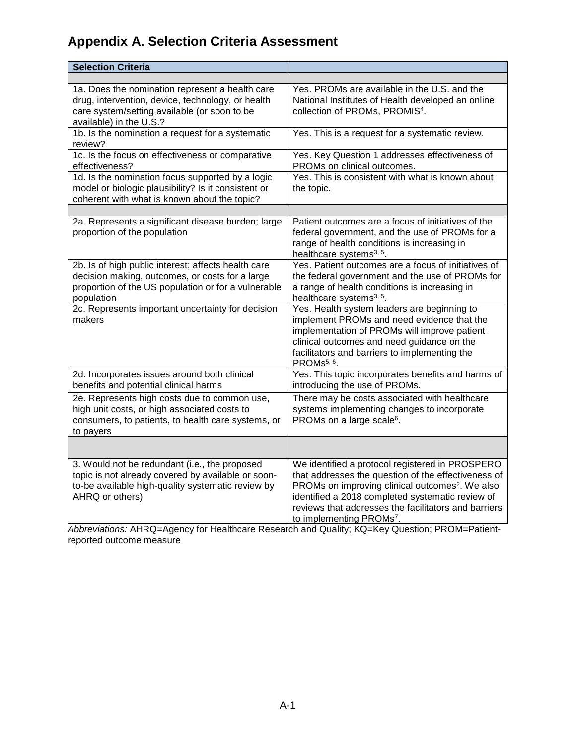# Appendix A. Selection Criteria Assessment

| Selection Criteria | |
|---|---|
| | |
| 1a. Does the nomination represent a health care drug, intervention, device, technology, or health care system/setting available (or soon to be available) in the U.S.? | Yes. PROMs are available in the U.S. and the National Institutes of Health developed an online collection of PROMs, PROMIS[4]. |
| 1b. Is the nomination a request for a systematic review? | Yes. This is a request for a systematic review. |
| 1c. Is the focus on effectiveness or comparative effectiveness? | Yes. Key Question 1 addresses effectiveness of PROMs on clinical outcomes. |
| 1d. Is the nomination focus supported by a logic model or biologic plausibility? Is it consistent or coherent with what is known about the topic? | Yes. This is consistent with what is known about the topic. |
| | |
| 2a. Represents a significant disease burden; large proportion of the population | Patient outcomes are a focus of initiatives of the federal government, and the use of PROMs for a range of health conditions is increasing in healthcare systems[3, 5]. |
| 2b. Is of high public interest; affects health care decision making, outcomes, or costs for a large proportion of the US population or for a vulnerable population | Yes. Patient outcomes are a focus of initiatives of the federal government and the use of PROMs for a range of health conditions is increasing in healthcare systems[3, 5]. |
| 2c. Represents important uncertainty for decision makers | Yes. Health system leaders are beginning to implement PROMs and need evidence that the implementation of PROMs will improve patient clinical outcomes and need guidance on the facilitators and barriers to implementing the PROMs[5, 6]. |
| 2d. Incorporates issues around both clinical benefits and potential clinical harms | Yes. This topic incorporates benefits and harms of introducing the use of PROMs. |
| 2e. Represents high costs due to common use, high unit costs, or high associated costs to consumers, to patients, to health care systems, or to payers | There may be costs associated with healthcare systems implementing changes to incorporate PROMs on a large scale[6]. |
| | |
| 3. Would not be redundant (i.e., the proposed topic is not already covered by available or soon-to-be available high-quality systematic review by AHRQ or others) | We identified a protocol registered in PROSPERO that addresses the question of the effectiveness of PROMs on improving clinical outcomes[2]. We also identified a 2018 completed systematic review of reviews that addresses the facilitators and barriers to implementing PROMs[7]. |

*Abbreviations:* AHRQ=Agency for Healthcare Research and Quality; KQ=Key Question; PROM=Patient-reported outcome measure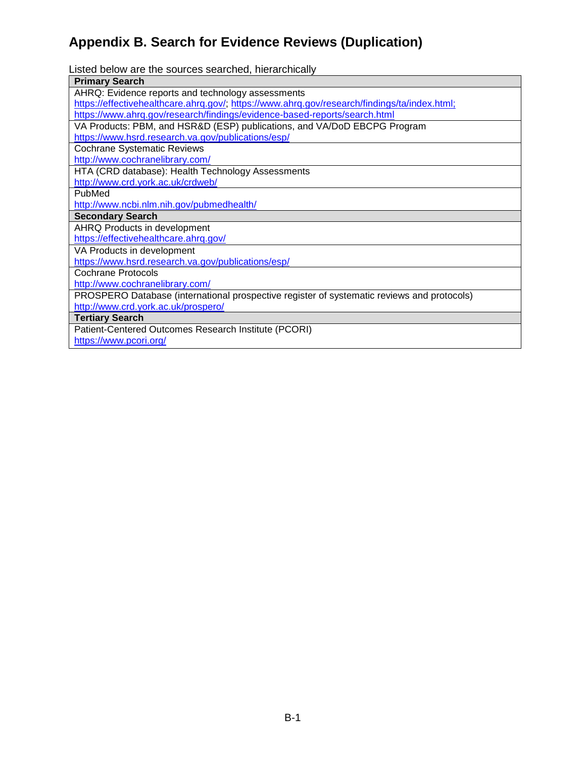# Appendix B. Search for Evidence Reviews (Duplication)

Listed below are the sources searched, hierarchically

| |
|---|
| **Primary Search** |
| AHRQ: Evidence reports and technology assessments<br>https://effectivehealthcare.ahrq.gov/; https://www.ahrq.gov/research/findings/ta/index.html;<br>https://www.ahrq.gov/research/findings/evidence-based-reports/search.html |
| VA Products: PBM, and HSR&D (ESP) publications, and VA/DoD EBCPG Program<br>https://www.hsrd.research.va.gov/publications/esp/ |
| Cochrane Systematic Reviews<br>http://www.cochranelibrary.com/ |
| HTA (CRD database): Health Technology Assessments<br>http://www.crd.york.ac.uk/crdweb/ |
| PubMed<br>http://www.ncbi.nlm.nih.gov/pubmedhealth/ |
| **Secondary Search** |
| AHRQ Products in development<br>https://effectivehealthcare.ahrq.gov/ |
| VA Products in development<br>https://www.hsrd.research.va.gov/publications/esp/ |
| Cochrane Protocols<br>http://www.cochranelibrary.com/ |
| PROSPERO Database (international prospective register of systematic reviews and protocols)<br>http://www.crd.york.ac.uk/prospero/ |
| **Tertiary Search** |
| Patient-Centered Outcomes Research Institute (PCORI)<br>https://www.pcori.org/ |